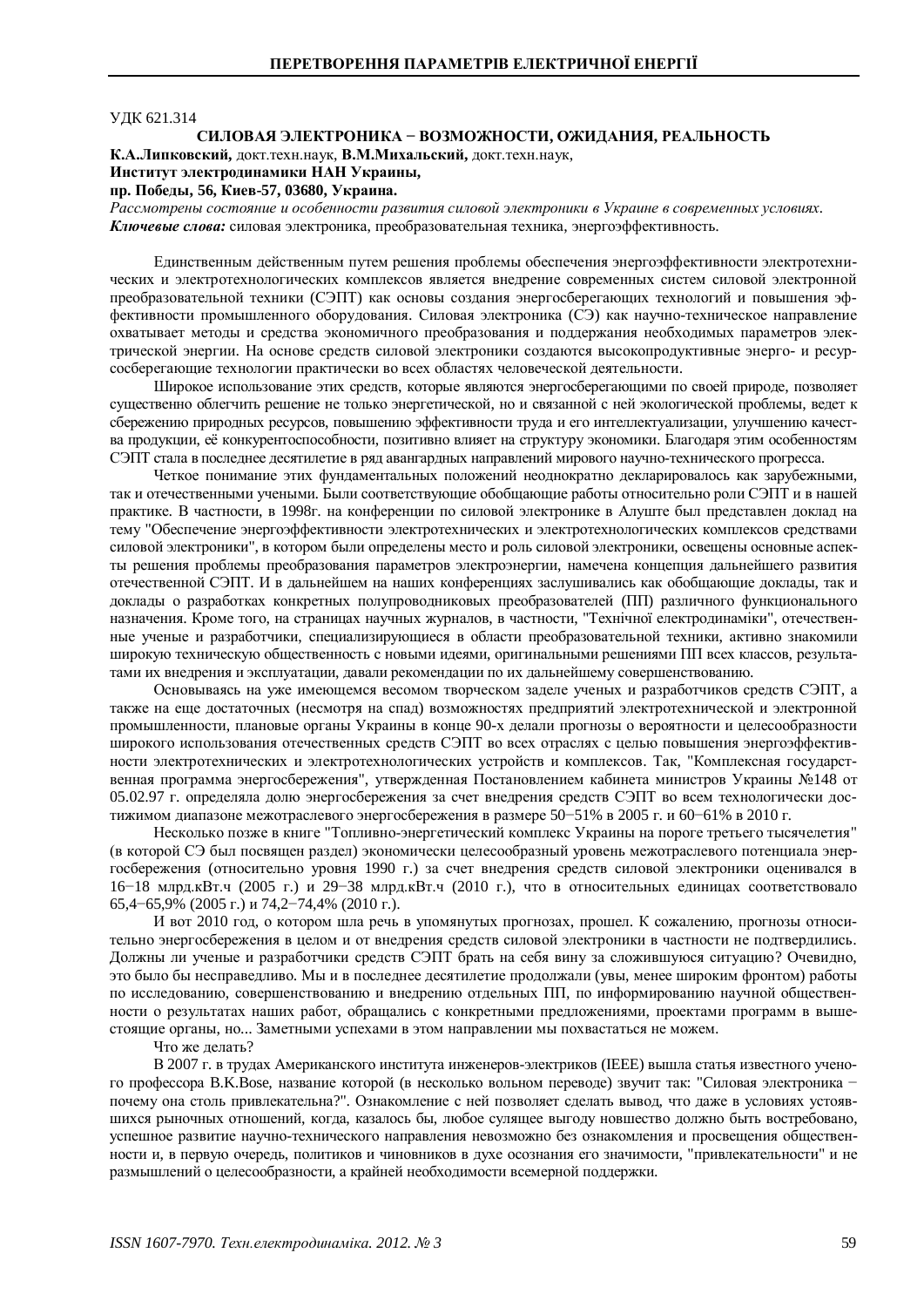УДК 621.314

# СИЛОВАЯ ЭЛЕКТРОНИКА – ВОЗМОЖНОСТИ, ОЖИДАНИЯ, РЕАЛЬНОСТЬ

**К.А.Липковский,** докт.техн.наук, **В.М.Михальский,** докт.техн.наук,
**Институт электродинамики НАН Украины,**
**пр. Победы, 56, Киев-57, 03680, Украина.**

*Рассмотрены состояние и особенности развития силовой электроники в Украине в современных условиях.*
***Ключевые слова:*** силовая электроника, преобразовательная техника, энергоэффективность.

Единственным действенным путем решения проблемы обеспечения энергоэффективности электротехнических и электротехнологических комплексов является внедрение современных систем силовой электронной преобразовательной техники (СЭПТ) как основы создания энергосберегающих технологий и повышения эффективности промышленного оборудования. Силовая электроника (СЭ) как научно-техническое направление охватывает методы и средства экономичного преобразования и поддержания необходимых параметров электрической энергии. На основе средств силовой электроники создаются высокопродуктивные энерго- и ресурсосберегающие технологии практически во всех областях человеческой деятельности.

Широкое использование этих средств, которые являются энергосберегающими по своей природе, позволяет существенно облегчить решение не только энергетической, но и связанной с ней экологической проблемы, ведет к сбережению природных ресурсов, повышению эффективности труда и его интеллектуализации, улучшению качества продукции, её конкурентоспособности, позитивно влияет на структуру экономики. Благодаря этим особенностям СЭПТ стала в последнее десятилетие в ряд авангардных направлений мирового научно-технического прогресса.

Четкое понимание этих фундаментальных положений неоднократно декларировалось как зарубежными, так и отечественными учеными. Были соответствующие обобщающие работы относительно роли СЭПТ и в нашей практике. В частности, в 1998г. на конференции по силовой электронике в Алуште был представлен доклад на тему "Обеспечение энергоэффективности электротехнических и электротехнологических комплексов средствами силовой электроники", в котором были определены место и роль силовой электроники, освещены основные аспекты решения проблемы преобразования параметров электроэнергии, намечена концепция дальнейшего развития отечественной СЭПТ. И в дальнейшем на наших конференциях заслушивались как обобщающие доклады, так и доклады о разработках конкретных полупроводниковых преобразователей (ПП) различного функционального назначения. Кроме того, на страницах научных журналов, в частности, "Технічної електродинаміки", отечественные ученые и разработчики, специализирующиеся в области преобразовательной техники, активно знакомили широкую техническую общественность с новыми идеями, оригинальными решениями ПП всех классов, результатами их внедрения и эксплуатации, давали рекомендации по их дальнейшему совершенствованию.

Основываясь на уже имеющемся весомом творческом заделе ученых и разработчиков средств СЭПТ, а также на еще достаточных (несмотря на спад) возможностях предприятий электротехнической и электронной промышленности, плановые органы Украины в конце 90-х делали прогнозы о вероятности и целесообразности широкого использования отечественных средств СЭПТ во всех отраслях с целью повышения энергоэффективности электротехнических и электротехнологических устройств и комплексов. Так, "Комплексная государственная программа энергосбережения", утвержденная Постановлением кабинета министров Украины №148 от 05.02.97 г. определяла долю энергосбережения за счет внедрения средств СЭПТ во всем технологически достижимом диапазоне межотраслевого энергосбережения в размере 50−51% в 2005 г. и 60−61% в 2010 г.

Несколько позже в книге "Топливно-энергетический комплекс Украины на пороге третьего тысячелетия" (в которой СЭ был посвящен раздел) экономически целесообразный уровень межотраслевого потенциала энергосбережения (относительно уровня 1990 г.) за счет внедрения средств силовой электроники оценивался в 16−18 млрд.кВт.ч (2005 г.) и 29−38 млрд.кВт.ч (2010 г.), что в относительных единицах соответствовало 65,4−65,9% (2005 г.) и 74,2−74,4% (2010 г.).

И вот 2010 год, о котором шла речь в упомянутых прогнозах, прошел. К сожалению, прогнозы относительно энергосбережения в целом и от внедрения средств силовой электроники в частности не подтвердились. Должны ли ученые и разработчики средств СЭПТ брать на себя вину за сложившуюся ситуацию? Очевидно, это было бы несправедливо. Мы и в последнее десятилетие продолжали (увы, менее широким фронтом) работы по исследованию, совершенствованию и внедрению отдельных ПП, по информированию научной общественности о результатах наших работ, обращались с конкретными предложениями, проектами программ в вышестоящие органы, но... Заметными успехами в этом направлении мы похвастаться не можем.

Что же делать?

В 2007 г. в трудах Американского института инженеров-электриков (IEEE) вышла статья известного ученого профессора B.K.Bose, название которой (в несколько вольном переводе) звучит так: "Силовая электроника − почему она столь привлекательна?". Ознакомление с ней позволяет сделать вывод, что даже в условиях устоявшихся рыночных отношений, когда, казалось бы, любое сулящее выгоду новшество должно быть востребовано, успешное развитие научно-технического направления невозможно без ознакомления и просвещения общественности и, в первую очередь, политиков и чиновников в духе осознания его значимости, "привлекательности" и не размышлений о целесообразности, а крайней необходимости всемерной поддержки.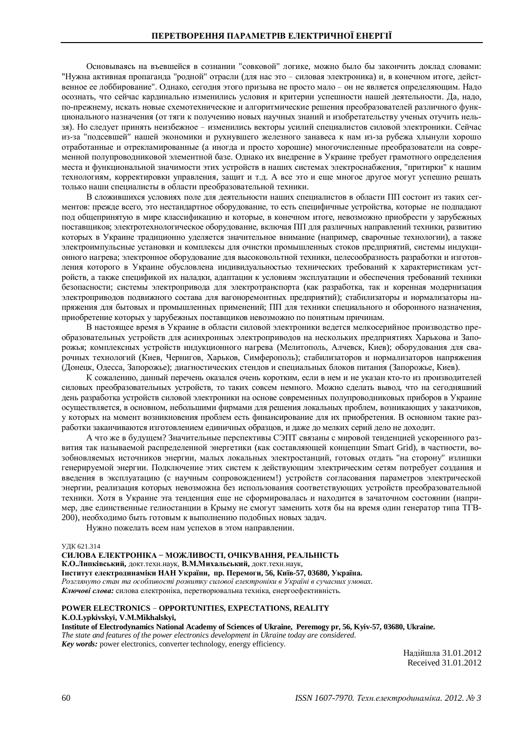Основываясь на въевшейся в сознании "совковой" логике, можно было бы закончить доклад словами: "Нужна активная пропаганда "родной" отрасли (для нас это – силовая электроника) и, в конечном итоге, действенное ее лоббирование". Однако, сегодня этого призыва не просто мало – он не является определяющим. Надо осознать, что сейчас кардинально изменились условия и критерии успешности нашей деятельности. Да, надо, по-прежнему, искать новые схемотехнические и алгоритмические решения преобразователей различного функционального назначения (от тяги к получению новых научных знаний и изобретательству ученых отучить нельзя). Но следует принять неизбежное – изменились векторы усилий специалистов силовой электроники. Сейчас из-за "подсевшей" нашей экономики и рухнувшего железного занавеса к нам из-за рубежа хлынули хорошо отработанные и отрекламированные (а иногда и просто хорошие) многочисленные преобразователи на современной полупроводниковой элементной базе. Однако их внедрение в Украине требует грамотного определения места и функциональной значимости этих устройств в наших системах электроснабжения, "притирки" к нашим технологиям, корректировки управления, защит и т.д. А все это и еще многое другое могут успешно решать только наши специалисты в области преобразовательной техники.

В сложившихся условиях поле для деятельности наших специалистов в области ПП состоит из таких сегментов: прежде всего, это нестандартное оборудование, то есть специфичные устройства, которые не подпадают под общепринятую в мире классификацию и которые, в конечном итоге, невозможно приобрести у зарубежных поставщиков; электротехнологическое оборудование, включая ПП для различных направлений техники, развитию которых в Украине традиционно уделяется значительное внимание (например, сварочные технологии), а также электроимпульсные установки и комплексы для очистки промышленных стоков предприятий, системы индукционного нагрева; электронное оборудование для высоковольтной техники, целесообразность разработки и изготовления которого в Украине обусловлена индивидуальностью технических требований к характеристикам устройств, а также спецификой их наладки, адаптации к условиям эксплуатации и обеспечения требований техники безопасности; системы электропривода для электротранспорта (как разработка, так и коренная модернизация электроприводов подвижного состава для вагоноремонтных предприятий); стабилизаторы и нормализаторы напряжения для бытовых и промышленных применений; ПП для техники специального и оборонного назначения, приобретение которых у зарубежных поставщиков невозможно по понятным причинам.

В настоящее время в Украине в области силовой электроники ведется мелкосерийное производство преобразовательных устройств для асинхронных электроприводов на нескольких предприятиях Харькова и Запорожья; комплексных устройств индукционного нагрева (Мелитополь, Алчевск, Киев); оборудования для сварочных технологий (Киев, Чернигов, Харьков, Симферополь); стабилизаторов и нормализаторов напряжения (Донецк, Одесса, Запорожье); диагностических стендов и специальных блоков питания (Запорожье, Киев).

К сожалению, данный перечень оказался очень коротким, если в нем и не указан кто-то из производителей силовых преобразовательных устройств, то таких совсем немного. Можно сделать вывод, что на сегодняшний день разработка устройств силовой электроники на основе современных полупроводниковых приборов в Украине осуществляется, в основном, небольшими фирмами для решения локальных проблем, возникающих у заказчиков, у которых на момент возникновения проблем есть финансирование для их приобретения. В основном такие разработки заканчиваются изготовлением единичных образцов, и даже до мелких серий дело не доходит.

А что же в будущем? Значительные перспективы СЭПТ связаны с мировой тенденцией ускоренного развития так называемой распределенной энергетики (как составляющей концепции Smart Grid), в частности, возобновляемых источников энергии, малых локальных электростанций, готовых отдать "на сторону" излишки генерируемой энергии. Подключение этих систем к действующим электрическим сетям потребует создания и введения в эксплуатацию (с научным сопровождением!) устройств согласования параметров электрической энергии, реализация которых невозможна без использования соответствующих устройств преобразовательной техники. Хотя в Украине эта тенденция еще не сформировалась и находится в зачаточном состоянии (например, две единственные гелиостанции в Крыму не смогут заменить хотя бы на время один генератор типа ТГВ-200), необходимо быть готовым к выполнению подобных новых задач.

Нужно пожелать всем нам успехов в этом направлении.

УДК 621.314

**СИЛОВА ЕЛЕКТРОНІКА – МОЖЛИВОСТІ, ОЧІКУВАННЯ, РЕАЛЬНІСТЬ**

**К.О.Липківський,** докт.техн.наук, **В.М.Михальський,** докт.техн.наук,

**Інститут електродинаміки НАН України, пр. Перемоги, 56, Київ-57, 03680, Україна.**

*Розглянуто стан та особливості розвитку силової електроніки в Україні в сучасних умовах.*

***Ключові слова:*** силова електроніка, перетворювальна техніка, енергоефективність.

**POWER ELECTRONICS – OPPORTUNITIES, EXPECTATIONS, REALITY**

**K.O.Lypkivskyi, V.M.Mikhalskyi,**

**Institute of Electrodynamics National Academy of Sciences of Ukraine, Peremogy pr, 56, Kyiv-57, 03680, Ukraine.**

*The state and features of the power electronics development in Ukraine today are considered.*

***Key words:*** power electronics, converter technology, energy efficiency.

Надійшла 31.01.2012
Received 31.01.2012